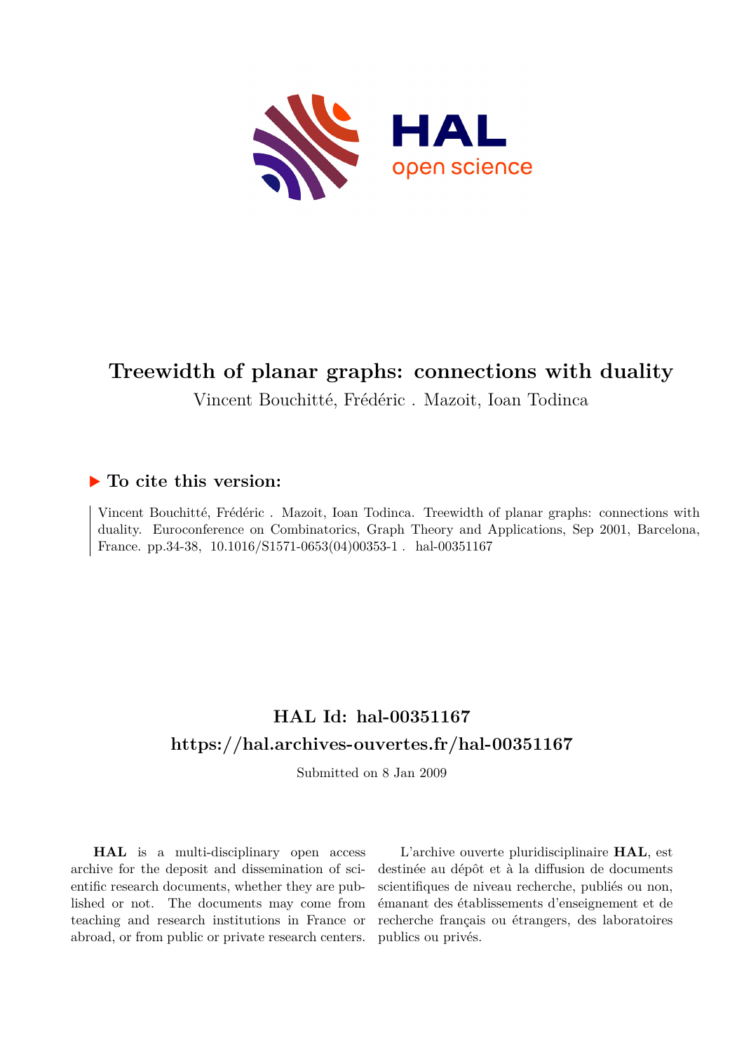# Treewidth of planar graphs: connections with duality

Vincent Bouchitté, Frédéric . Mazoit, Ioan Todinca

## ▶ To cite this version:

Vincent Bouchitté, Frédéric . Mazoit, Ioan Todinca. Treewidth of planar graphs: connections with duality. Euroconference on Combinatorics, Graph Theory and Applications, Sep 2001, Barcelona, France. pp.34-38, 10.1016/S1571-0653(04)00353-1 . hal-00351167

## HAL Id: hal-00351167
## https://hal.archives-ouvertes.fr/hal-00351167

Submitted on 8 Jan 2009

**HAL** is a multi-disciplinary open access archive for the deposit and dissemination of scientific research documents, whether they are published or not. The documents may come from teaching and research institutions in France or abroad, or from public or private research centers.

L'archive ouverte pluridisciplinaire **HAL**, est destinée au dépôt et à la diffusion de documents scientifiques de niveau recherche, publiés ou non, émanant des établissements d'enseignement et de recherche français ou étrangers, des laboratoires publics ou privés.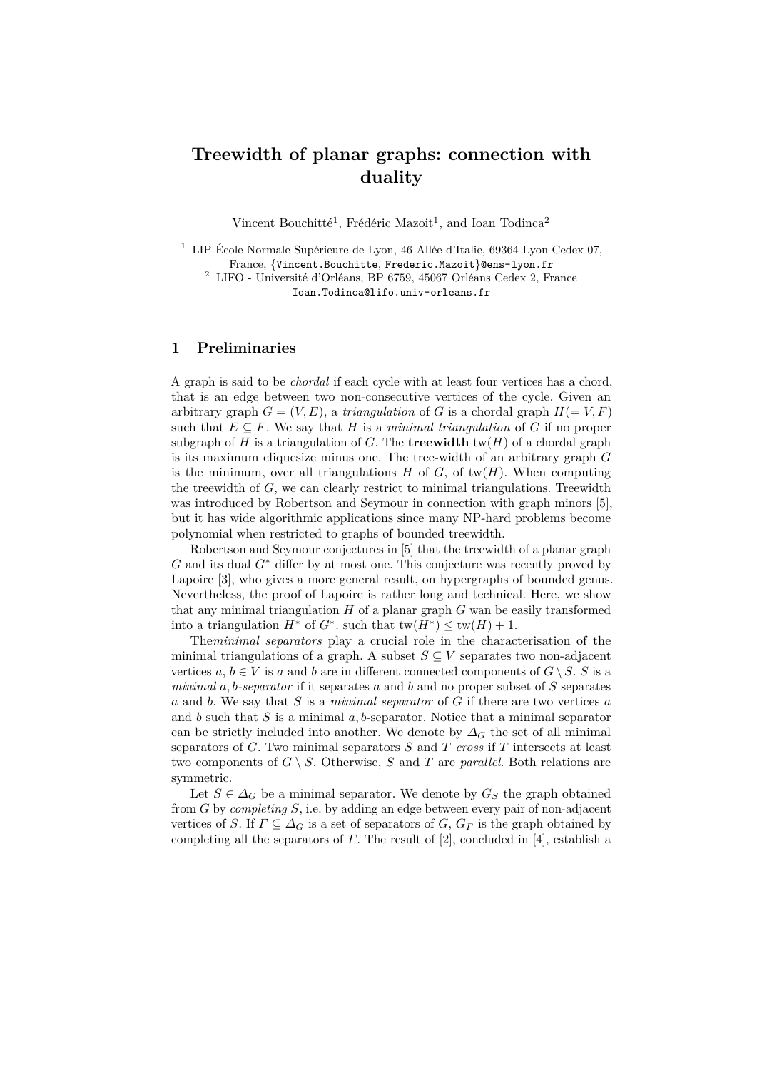# Treewidth of planar graphs: connection with duality

Vincent Bouchitté[1], Frédéric Mazoit[1], and Ioan Todinca[2]

[1] LIP-École Normale Supérieure de Lyon, 46 Allée d'Italie, 69364 Lyon Cedex 07, France, {Vincent.Bouchitte, Frederic.Mazoit}@ens-lyon.fr

[2] LIFO - Université d'Orléans, BP 6759, 45067 Orléans Cedex 2, France Ioan.Todinca@lifo.univ-orleans.fr

## 1 Preliminaries

A graph is said to be *chordal* if each cycle with at least four vertices has a chord, that is an edge between two non-consecutive vertices of the cycle. Given an arbitrary graph $G = (V, E)$, a *triangulation* of $G$ is a chordal graph $H(= V, F)$ such that $E \subseteq F$. We say that $H$ is a *minimal triangulation* of $G$ if no proper subgraph of $H$ is a triangulation of $G$. The **treewidth** $\text{tw}(H)$ of a chordal graph is its maximum cliquesize minus one. The tree-width of an arbitrary graph $G$ is the minimum, over all triangulations $H$ of $G$, of $\text{tw}(H)$. When computing the treewidth of $G$, we can clearly restrict to minimal triangulations. Treewidth was introduced by Robertson and Seymour in connection with graph minors [5], but it has wide algorithmic applications since many NP-hard problems become polynomial when restricted to graphs of bounded treewidth.

Robertson and Seymour conjectures in [5] that the treewidth of a planar graph $G$ and its dual $G^*$ differ by at most one. This conjecture was recently proved by Lapoire [3], who gives a more general result, on hypergraphs of bounded genus. Nevertheless, the proof of Lapoire is rather long and technical. Here, we show that any minimal triangulation $H$ of a planar graph $G$ wan be easily transformed into a triangulation $H^*$ of $G^*$. such that $\text{tw}(H^*) \leq \text{tw}(H) + 1$.

The*minimal separators* play a crucial role in the characterisation of the minimal triangulations of a graph. A subset $S \subseteq V$ separates two non-adjacent vertices $a, b \in V$ is $a$ and $b$ are in different connected components of $G \setminus S$. $S$ is a *minimal* $a, b$*-separator* if it separates $a$ and $b$ and no proper subset of $S$ separates $a$ and $b$. We say that $S$ is a *minimal separator* of $G$ if there are two vertices $a$ and $b$ such that $S$ is a minimal $a, b$-separator. Notice that a minimal separator can be strictly included into another. We denote by $\Delta_G$ the set of all minimal separators of $G$. Two minimal separators $S$ and $T$ *cross* if $T$ intersects at least two components of $G \setminus S$. Otherwise, $S$ and $T$ are *parallel*. Both relations are symmetric.

Let $S \in \Delta_G$ be a minimal separator. We denote by $G_S$ the graph obtained from $G$ by *completing* $S$, i.e. by adding an edge between every pair of non-adjacent vertices of $S$. If $\Gamma \subseteq \Delta_G$ is a set of separators of $G$, $G_\Gamma$ is the graph obtained by completing all the separators of $\Gamma$. The result of [2], concluded in [4], establish a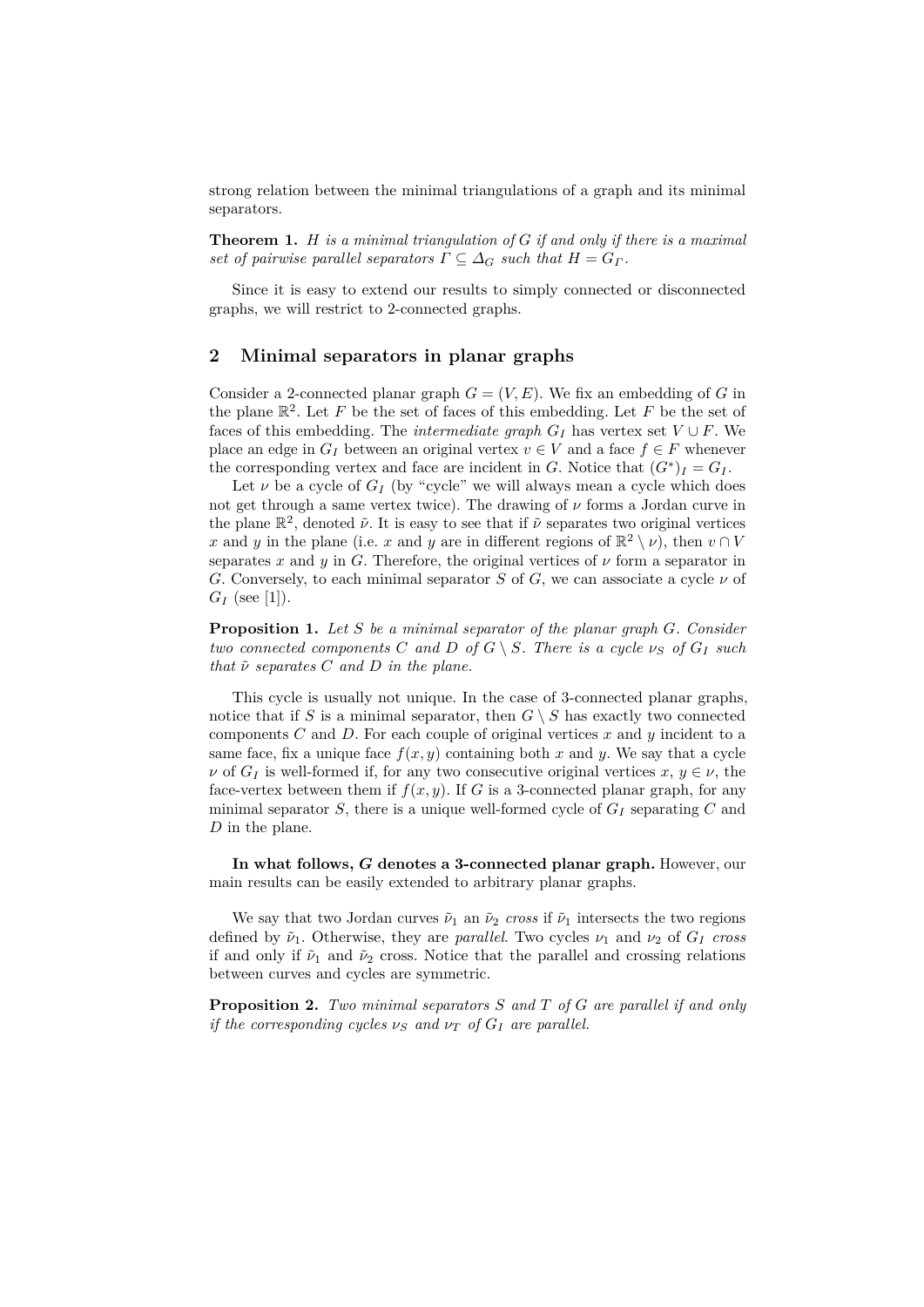strong relation between the minimal triangulations of a graph and its minimal separators.

**Theorem 1.** *$H$ is a minimal triangulation of $G$ if and only if there is a maximal set of pairwise parallel separators $\Gamma \subseteq \Delta_G$ such that $H = G_\Gamma$.*

Since it is easy to extend our results to simply connected or disconnected graphs, we will restrict to 2-connected graphs.

## 2 Minimal separators in planar graphs

Consider a 2-connected planar graph $G = (V, E)$. We fix an embedding of $G$ in the plane $\mathbb{R}^2$. Let $F$ be the set of faces of this embedding. Let $F$ be the set of faces of this embedding. The *intermediate graph* $G_I$ has vertex set $V \cup F$. We place an edge in $G_I$ between an original vertex $v \in V$ and a face $f \in F$ whenever the corresponding vertex and face are incident in $G$. Notice that $(G^*)_I = G_I$.

Let $\nu$ be a cycle of $G_I$ (by "cycle" we will always mean a cycle which does not get through a same vertex twice). The drawing of $\nu$ forms a Jordan curve in the plane $\mathbb{R}^2$, denoted $\tilde{\nu}$. It is easy to see that if $\tilde{\nu}$ separates two original vertices $x$ and $y$ in the plane (i.e. $x$ and $y$ are in different regions of $\mathbb{R}^2 \setminus \nu$), then $v \cap V$ separates $x$ and $y$ in $G$. Therefore, the original vertices of $\nu$ form a separator in $G$. Conversely, to each minimal separator $S$ of $G$, we can associate a cycle $\nu$ of $G_I$ (see [1]).

**Proposition 1.** *Let $S$ be a minimal separator of the planar graph $G$. Consider two connected components $C$ and $D$ of $G \setminus S$. There is a cycle $\nu_S$ of $G_I$ such that $\tilde{\nu}$ separates $C$ and $D$ in the plane.*

This cycle is usually not unique. In the case of 3-connected planar graphs, notice that if $S$ is a minimal separator, then $G \setminus S$ has exactly two connected components $C$ and $D$. For each couple of original vertices $x$ and $y$ incident to a same face, fix a unique face $f(x, y)$ containing both $x$ and $y$. We say that a cycle $\nu$ of $G_I$ is well-formed if, for any two consecutive original vertices $x$, $y \in \nu$, the face-vertex between them if $f(x, y)$. If $G$ is a 3-connected planar graph, for any minimal separator $S$, there is a unique well-formed cycle of $G_I$ separating $C$ and $D$ in the plane.

**In what follows, $G$ denotes a 3-connected planar graph.** However, our main results can be easily extended to arbitrary planar graphs.

We say that two Jordan curves $\tilde{\nu}_1$ an $\tilde{\nu}_2$ *cross* if $\tilde{\nu}_1$ intersects the two regions defined by $\tilde{\nu}_1$. Otherwise, they are *parallel*. Two cycles $\nu_1$ and $\nu_2$ of $G_I$ *cross* if and only if $\tilde{\nu}_1$ and $\tilde{\nu}_2$ cross. Notice that the parallel and crossing relations between curves and cycles are symmetric.

**Proposition 2.** *Two minimal separators $S$ and $T$ of $G$ are parallel if and only if the corresponding cycles $\nu_S$ and $\nu_T$ of $G_I$ are parallel.*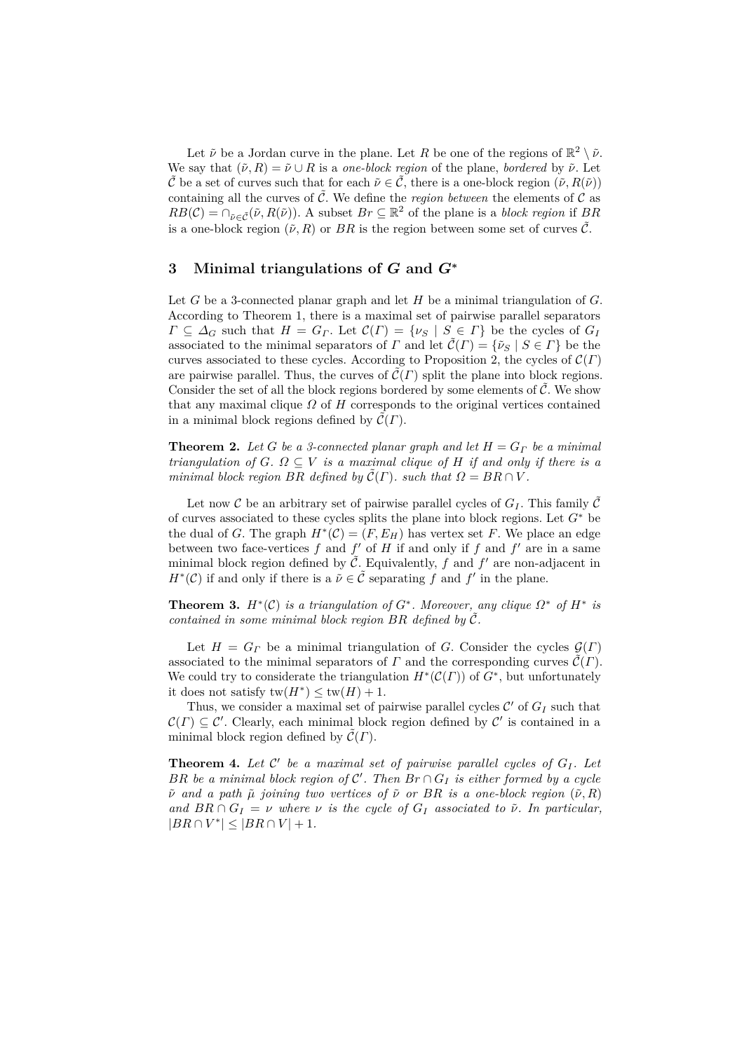Let $\tilde{\nu}$ be a Jordan curve in the plane. Let $R$ be one of the regions of $\mathbb{R}^2 \setminus \tilde{\nu}$. We say that $(\tilde{\nu}, R) = \tilde{\nu} \cup R$ is a *one-block region* of the plane, *bordered* by $\tilde{\nu}$. Let $\tilde{\mathcal{C}}$ be a set of curves such that for each $\tilde{\nu} \in \tilde{\mathcal{C}}$, there is a one-block region $(\tilde{\nu}, R(\tilde{\nu}))$ containing all the curves of $\tilde{\mathcal{C}}$. We define the *region between* the elements of $\mathcal{C}$ as $RB(\mathcal{C}) = \cap_{\tilde{\nu} \in \tilde{\mathcal{C}}}(\tilde{\nu}, R(\tilde{\nu}))$. A subset $Br \subseteq \mathbb{R}^2$ of the plane is a *block region* if $BR$ is a one-block region $(\tilde{\nu}, R)$ or $BR$ is the region between some set of curves $\tilde{\mathcal{C}}$.

## 3 Minimal triangulations of $G$ and $G^*$

Let $G$ be a 3-connected planar graph and let $H$ be a minimal triangulation of $G$. According to Theorem 1, there is a maximal set of pairwise parallel separators $\Gamma \subseteq \Delta_G$ such that $H = G_\Gamma$. Let $\mathcal{C}(\Gamma) = \{\nu_S \mid S \in \Gamma\}$ be the cycles of $G_I$ associated to the minimal separators of $\Gamma$ and let $\tilde{\mathcal{C}}(\Gamma) = \{\tilde{\nu}_S \mid S \in \Gamma\}$ be the curves associated to these cycles. According to Proposition 2, the cycles of $\mathcal{C}(\Gamma)$ are pairwise parallel. Thus, the curves of $\tilde{\mathcal{C}}(\Gamma)$ split the plane into block regions. Consider the set of all the block regions bordered by some elements of $\tilde{\mathcal{C}}$. We show that any maximal clique $\Omega$ of $H$ corresponds to the original vertices contained in a minimal block regions defined by $\tilde{\mathcal{C}}(\Gamma)$.

**Theorem 2.** *Let $G$ be a 3-connected planar graph and let $H = G_\Gamma$ be a minimal triangulation of $G$. $\Omega \subseteq V$ is a maximal clique of $H$ if and only if there is a minimal block region $BR$ defined by $\tilde{\mathcal{C}}(\Gamma)$. such that $\Omega = BR \cap V$.*

Let now $\mathcal{C}$ be an arbitrary set of pairwise parallel cycles of $G_I$. This family $\tilde{\mathcal{C}}$ of curves associated to these cycles splits the plane into block regions. Let $G^*$ be the dual of $G$. The graph $H^*(\mathcal{C}) = (F, E_H)$ has vertex set $F$. We place an edge between two face-vertices $f$ and $f'$ of $H$ if and only if $f$ and $f'$ are in a same minimal block region defined by $\tilde{\mathcal{C}}$. Equivalently, $f$ and $f'$ are non-adjacent in $H^*(\mathcal{C})$ if and only if there is a $\tilde{\nu} \in \tilde{\mathcal{C}}$ separating $f$ and $f'$ in the plane.

**Theorem 3.** *$H^*(\mathcal{C})$ is a triangulation of $G^*$. Moreover, any clique $\Omega^*$ of $H^*$ is contained in some minimal block region $BR$ defined by $\tilde{\mathcal{C}}$.*

Let $H = G_\Gamma$ be a minimal triangulation of $G$. Consider the cycles $\mathcal{G}(\Gamma)$ associated to the minimal separators of $\Gamma$ and the corresponding curves $\tilde{\mathcal{C}}(\Gamma)$. We could try to considerate the triangulation $H^*(\mathcal{C}(\Gamma))$ of $G^*$, but unfortunately it does not satisfy $\mathrm{tw}(H^*) \leq \mathrm{tw}(H) + 1$.

Thus, we consider a maximal set of pairwise parallel cycles $\mathcal{C}'$ of $G_I$ such that $\mathcal{C}(\Gamma) \subseteq \mathcal{C}'$. Clearly, each minimal block region defined by $\mathcal{C}'$ is contained in a minimal block region defined by $\tilde{\mathcal{C}}(\Gamma)$.

**Theorem 4.** *Let $\mathcal{C}'$ be a maximal set of pairwise parallel cycles of $G_I$. Let $BR$ be a minimal block region of $\mathcal{C}'$. Then $Br \cap G_I$ is either formed by a cycle $\tilde{\nu}$ and a path $\tilde{\mu}$ joining two vertices of $\tilde{\nu}$ or $BR$ is a one-block region $(\tilde{\nu}, R)$ and $BR \cap G_I = \nu$ where $\nu$ is the cycle of $G_I$ associated to $\tilde{\nu}$. In particular, $|BR \cap V^*| \leq |BR \cap V| + 1$.*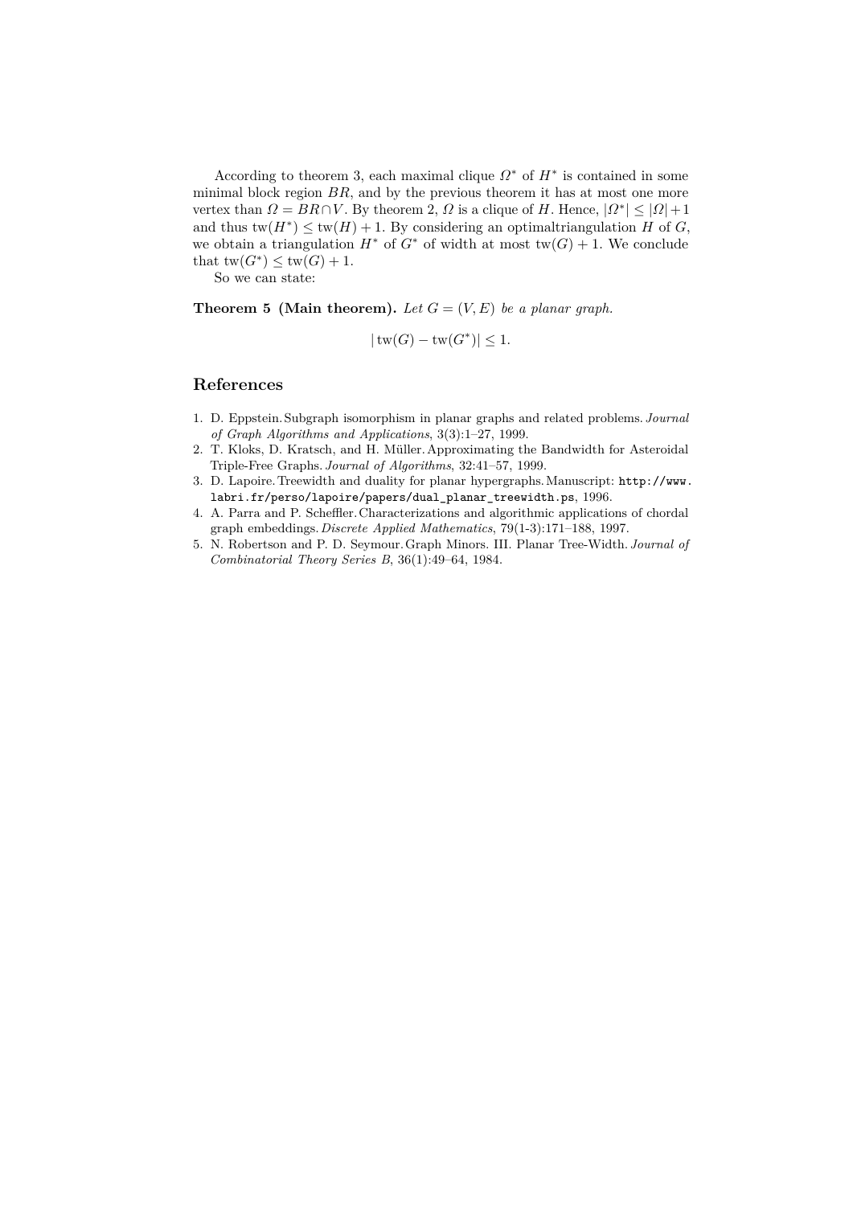According to theorem 3, each maximal clique $\Omega^*$ of $H^*$ is contained in some minimal block region $BR$, and by the previous theorem it has at most one more vertex than $\Omega = BR \cap V$. By theorem 2, $\Omega$ is a clique of $H$. Hence, $|\Omega^*| \leq |\Omega| + 1$ and thus $\text{tw}(H^*) \leq \text{tw}(H) + 1$. By considering an optimaltriangulation $H$ of $G$, we obtain a triangulation $H^*$ of $G^*$ of width at most $\text{tw}(G) + 1$. We conclude that $\text{tw}(G^*) \leq \text{tw}(G) + 1$.

So we can state:

**Theorem 5 (Main theorem).** *Let $G = (V, E)$ be a planar graph.*

$$|\,\text{tw}(G) - \text{tw}(G^*)| \leq 1.$$

## References

1. D. Eppstein. Subgraph isomorphism in planar graphs and related problems. *Journal of Graph Algorithms and Applications*, 3(3):1–27, 1999.
2. T. Kloks, D. Kratsch, and H. Müller. Approximating the Bandwidth for Asteroidal Triple-Free Graphs. *Journal of Algorithms*, 32:41–57, 1999.
3. D. Lapoire. Treewidth and duality for planar hypergraphs. Manuscript: `http://www.labri.fr/perso/lapoire/papers/dual_planar_treewidth.ps`, 1996.
4. A. Parra and P. Scheffler. Characterizations and algorithmic applications of chordal graph embeddings. *Discrete Applied Mathematics*, 79(1-3):171–188, 1997.
5. N. Robertson and P. D. Seymour. Graph Minors. III. Planar Tree-Width. *Journal of Combinatorial Theory Series B*, 36(1):49–64, 1984.